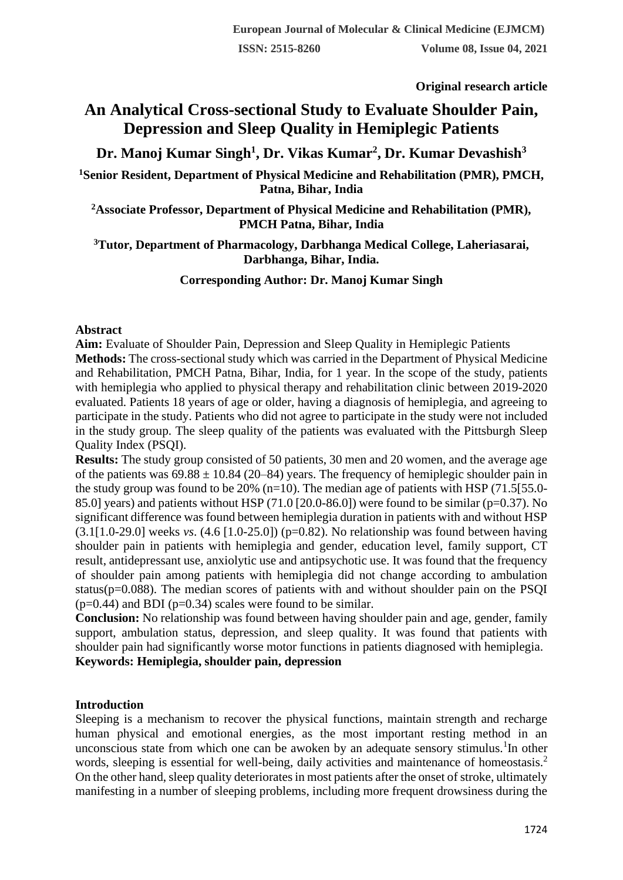Original research article

# An Analytical Cross-sectional Study to Evaluate Shoulder Pain, Depression and Sleep Quality in Hemiplegic Patients

**Dr. Manoj Kumar Singh[1], Dr. Vikas Kumar[2], Dr. Kumar Devashish[3]**

**[1]Senior Resident, Department of Physical Medicine and Rehabilitation (PMR), PMCH, Patna, Bihar, India**

**[2]Associate Professor, Department of Physical Medicine and Rehabilitation (PMR), PMCH Patna, Bihar, India**

**[3]Tutor, Department of Pharmacology, Darbhanga Medical College, Laheriasarai, Darbhanga, Bihar, India.**

**Corresponding Author: Dr. Manoj Kumar Singh**

## Abstract

**Aim:** Evaluate of Shoulder Pain, Depression and Sleep Quality in Hemiplegic Patients

**Methods:** The cross-sectional study which was carried in the Department of Physical Medicine and Rehabilitation, PMCH Patna, Bihar, India, for 1 year. In the scope of the study, patients with hemiplegia who applied to physical therapy and rehabilitation clinic between 2019-2020 evaluated. Patients 18 years of age or older, having a diagnosis of hemiplegia, and agreeing to participate in the study. Patients who did not agree to participate in the study were not included in the study group. The sleep quality of the patients was evaluated with the Pittsburgh Sleep Quality Index (PSQI).

**Results:** The study group consisted of 50 patients, 30 men and 20 women, and the average age of the patients was 69.88 ± 10.84 (20–84) years. The frequency of hemiplegic shoulder pain in the study group was found to be 20% (n=10). The median age of patients with HSP (71.5[55.0-85.0] years) and patients without HSP (71.0 [20.0-86.0]) were found to be similar (p=0.37). No significant difference was found between hemiplegia duration in patients with and without HSP (3.1[1.0-29.0] weeks *vs*. (4.6 [1.0-25.0]) (p=0.82). No relationship was found between having shoulder pain in patients with hemiplegia and gender, education level, family support, CT result, antidepressant use, anxiolytic use and antipsychotic use. It was found that the frequency of shoulder pain among patients with hemiplegia did not change according to ambulation status(p=0.088). The median scores of patients with and without shoulder pain on the PSQI (p=0.44) and BDI (p=0.34) scales were found to be similar.

**Conclusion:** No relationship was found between having shoulder pain and age, gender, family support, ambulation status, depression, and sleep quality. It was found that patients with shoulder pain had significantly worse motor functions in patients diagnosed with hemiplegia.

**Keywords: Hemiplegia, shoulder pain, depression**

## Introduction

Sleeping is a mechanism to recover the physical functions, maintain strength and recharge human physical and emotional energies, as the most important resting method in an unconscious state from which one can be awoken by an adequate sensory stimulus.[1] In other words, sleeping is essential for well-being, daily activities and maintenance of homeostasis.[2] On the other hand, sleep quality deteriorates in most patients after the onset of stroke, ultimately manifesting in a number of sleeping problems, including more frequent drowsiness during the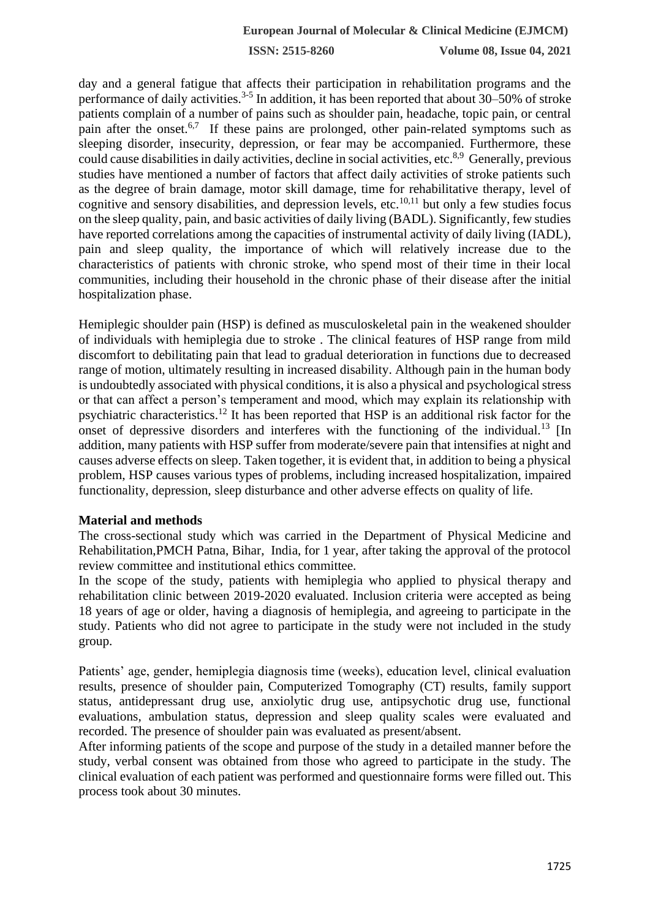day and a general fatigue that affects their participation in rehabilitation programs and the performance of daily activities.[3-5] In addition, it has been reported that about 30–50% of stroke patients complain of a number of pains such as shoulder pain, headache, topic pain, or central pain after the onset.[6,7] If these pains are prolonged, other pain-related symptoms such as sleeping disorder, insecurity, depression, or fear may be accompanied. Furthermore, these could cause disabilities in daily activities, decline in social activities, etc.[8,9] Generally, previous studies have mentioned a number of factors that affect daily activities of stroke patients such as the degree of brain damage, motor skill damage, time for rehabilitative therapy, level of cognitive and sensory disabilities, and depression levels, etc.[10,11] but only a few studies focus on the sleep quality, pain, and basic activities of daily living (BADL). Significantly, few studies have reported correlations among the capacities of instrumental activity of daily living (IADL), pain and sleep quality, the importance of which will relatively increase due to the characteristics of patients with chronic stroke, who spend most of their time in their local communities, including their household in the chronic phase of their disease after the initial hospitalization phase.

Hemiplegic shoulder pain (HSP) is defined as musculoskeletal pain in the weakened shoulder of individuals with hemiplegia due to stroke . The clinical features of HSP range from mild discomfort to debilitating pain that lead to gradual deterioration in functions due to decreased range of motion, ultimately resulting in increased disability. Although pain in the human body is undoubtedly associated with physical conditions, it is also a physical and psychological stress or that can affect a person's temperament and mood, which may explain its relationship with psychiatric characteristics.[12] It has been reported that HSP is an additional risk factor for the onset of depressive disorders and interferes with the functioning of the individual.[13] [In addition, many patients with HSP suffer from moderate/severe pain that intensifies at night and causes adverse effects on sleep. Taken together, it is evident that, in addition to being a physical problem, HSP causes various types of problems, including increased hospitalization, impaired functionality, depression, sleep disturbance and other adverse effects on quality of life.

**Material and methods**

The cross-sectional study which was carried in the Department of Physical Medicine and Rehabilitation,PMCH Patna, Bihar, India, for 1 year, after taking the approval of the protocol review committee and institutional ethics committee.

In the scope of the study, patients with hemiplegia who applied to physical therapy and rehabilitation clinic between 2019-2020 evaluated. Inclusion criteria were accepted as being 18 years of age or older, having a diagnosis of hemiplegia, and agreeing to participate in the study. Patients who did not agree to participate in the study were not included in the study group.

Patients' age, gender, hemiplegia diagnosis time (weeks), education level, clinical evaluation results, presence of shoulder pain, Computerized Tomography (CT) results, family support status, antidepressant drug use, anxiolytic drug use, antipsychotic drug use, functional evaluations, ambulation status, depression and sleep quality scales were evaluated and recorded. The presence of shoulder pain was evaluated as present/absent.

After informing patients of the scope and purpose of the study in a detailed manner before the study, verbal consent was obtained from those who agreed to participate in the study. The clinical evaluation of each patient was performed and questionnaire forms were filled out. This process took about 30 minutes.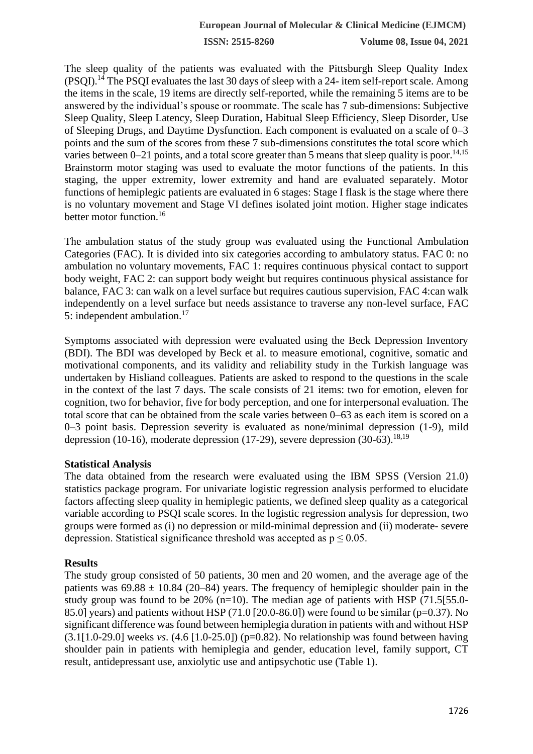The sleep quality of the patients was evaluated with the Pittsburgh Sleep Quality Index (PSQI).[14] The PSQI evaluates the last 30 days of sleep with a 24- item self-report scale. Among the items in the scale, 19 items are directly self-reported, while the remaining 5 items are to be answered by the individual's spouse or roommate. The scale has 7 sub-dimensions: Subjective Sleep Quality, Sleep Latency, Sleep Duration, Habitual Sleep Efficiency, Sleep Disorder, Use of Sleeping Drugs, and Daytime Dysfunction. Each component is evaluated on a scale of 0–3 points and the sum of the scores from these 7 sub-dimensions constitutes the total score which varies between 0–21 points, and a total score greater than 5 means that sleep quality is poor.[14,15] Brainstorm motor staging was used to evaluate the motor functions of the patients. In this staging, the upper extremity, lower extremity and hand are evaluated separately. Motor functions of hemiplegic patients are evaluated in 6 stages: Stage I flask is the stage where there is no voluntary movement and Stage VI defines isolated joint motion. Higher stage indicates better motor function.[16]

The ambulation status of the study group was evaluated using the Functional Ambulation Categories (FAC). It is divided into six categories according to ambulatory status. FAC 0: no ambulation no voluntary movements, FAC 1: requires continuous physical contact to support body weight, FAC 2: can support body weight but requires continuous physical assistance for balance, FAC 3: can walk on a level surface but requires cautious supervision, FAC 4:can walk independently on a level surface but needs assistance to traverse any non-level surface, FAC 5: independent ambulation.[17]

Symptoms associated with depression were evaluated using the Beck Depression Inventory (BDI). The BDI was developed by Beck et al. to measure emotional, cognitive, somatic and motivational components, and its validity and reliability study in the Turkish language was undertaken by Hisliand colleagues. Patients are asked to respond to the questions in the scale in the context of the last 7 days. The scale consists of 21 items: two for emotion, eleven for cognition, two for behavior, five for body perception, and one for interpersonal evaluation. The total score that can be obtained from the scale varies between 0–63 as each item is scored on a 0–3 point basis. Depression severity is evaluated as none/minimal depression (1-9), mild depression (10-16), moderate depression (17-29), severe depression (30-63).[18,19]

**Statistical Analysis**

The data obtained from the research were evaluated using the IBM SPSS (Version 21.0) statistics package program. For univariate logistic regression analysis performed to elucidate factors affecting sleep quality in hemiplegic patients, we defined sleep quality as a categorical variable according to PSQI scale scores. In the logistic regression analysis for depression, two groups were formed as (i) no depression or mild-minimal depression and (ii) moderate- severe depression. Statistical significance threshold was accepted as $p \leq 0.05$.

**Results**

The study group consisted of 50 patients, 30 men and 20 women, and the average age of the patients was $69.88 \pm 10.84$ (20–84) years. The frequency of hemiplegic shoulder pain in the study group was found to be 20% (n=10). The median age of patients with HSP (71.5[55.0-85.0] years) and patients without HSP (71.0 [20.0-86.0]) were found to be similar (p=0.37). No significant difference was found between hemiplegia duration in patients with and without HSP (3.1[1.0-29.0] weeks *vs*. (4.6 [1.0-25.0]) (p=0.82). No relationship was found between having shoulder pain in patients with hemiplegia and gender, education level, family support, CT result, antidepressant use, anxiolytic use and antipsychotic use (Table 1).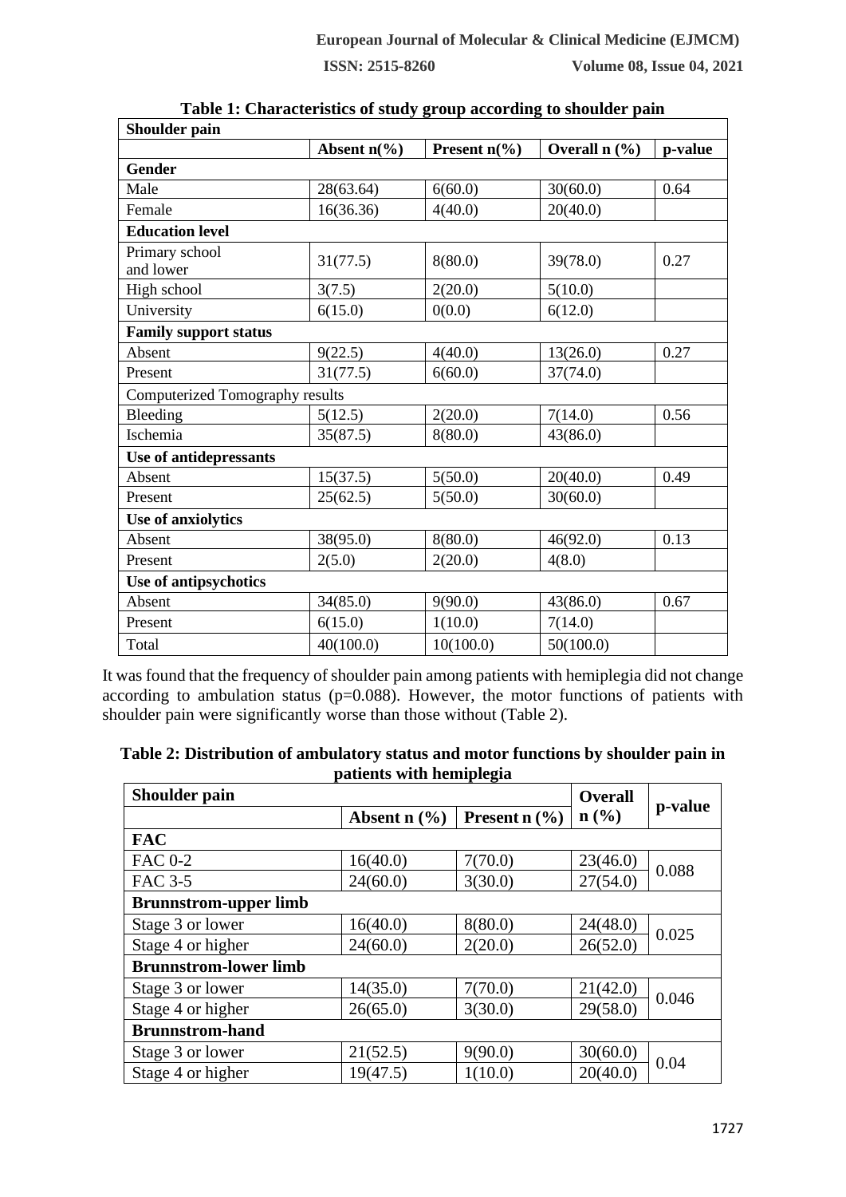**Table 1: Characteristics of study group according to shoulder pain**

| Shoulder pain | | | | |
|---|---|---|---|---|
| | Absent n(%) | Present n(%) | Overall n (%) | p-value |
| **Gender** | | | | |
| Male | 28(63.64) | 6(60.0) | 30(60.0) | 0.64 |
| Female | 16(36.36) | 4(40.0) | 20(40.0) | |
| **Education level** | | | | |
| Primary school and lower | 31(77.5) | 8(80.0) | 39(78.0) | 0.27 |
| High school | 3(7.5) | 2(20.0) | 5(10.0) | |
| University | 6(15.0) | 0(0.0) | 6(12.0) | |
| **Family support status** | | | | |
| Absent | 9(22.5) | 4(40.0) | 13(26.0) | 0.27 |
| Present | 31(77.5) | 6(60.0) | 37(74.0) | |
| Computerized Tomography results | | | | |
| Bleeding | 5(12.5) | 2(20.0) | 7(14.0) | 0.56 |
| Ischemia | 35(87.5) | 8(80.0) | 43(86.0) | |
| **Use of antidepressants** | | | | |
| Absent | 15(37.5) | 5(50.0) | 20(40.0) | 0.49 |
| Present | 25(62.5) | 5(50.0) | 30(60.0) | |
| **Use of anxiolytics** | | | | |
| Absent | 38(95.0) | 8(80.0) | 46(92.0) | 0.13 |
| Present | 2(5.0) | 2(20.0) | 4(8.0) | |
| **Use of antipsychotics** | | | | |
| Absent | 34(85.0) | 9(90.0) | 43(86.0) | 0.67 |
| Present | 6(15.0) | 1(10.0) | 7(14.0) | |
| Total | 40(100.0) | 10(100.0) | 50(100.0) | |

It was found that the frequency of shoulder pain among patients with hemiplegia did not change according to ambulation status (p=0.088). However, the motor functions of patients with shoulder pain were significantly worse than those without (Table 2).

**Table 2: Distribution of ambulatory status and motor functions by shoulder pain in patients with hemiplegia**

| Shoulder pain | | | Overall | p-value |
|---|---|---|---|---|
| | Absent n (%) | Present n (%) | n (%) | |
| **FAC** | | | | |
| FAC 0-2 | 16(40.0) | 7(70.0) | 23(46.0) | 0.088 |
| FAC 3-5 | 24(60.0) | 3(30.0) | 27(54.0) | |
| **Brunnstrom-upper limb** | | | | |
| Stage 3 or lower | 16(40.0) | 8(80.0) | 24(48.0) | 0.025 |
| Stage 4 or higher | 24(60.0) | 2(20.0) | 26(52.0) | |
| **Brunnstrom-lower limb** | | | | |
| Stage 3 or lower | 14(35.0) | 7(70.0) | 21(42.0) | 0.046 |
| Stage 4 or higher | 26(65.0) | 3(30.0) | 29(58.0) | |
| **Brunnstrom-hand** | | | | |
| Stage 3 or lower | 21(52.5) | 9(90.0) | 30(60.0) | 0.04 |
| Stage 4 or higher | 19(47.5) | 1(10.0) | 20(40.0) | |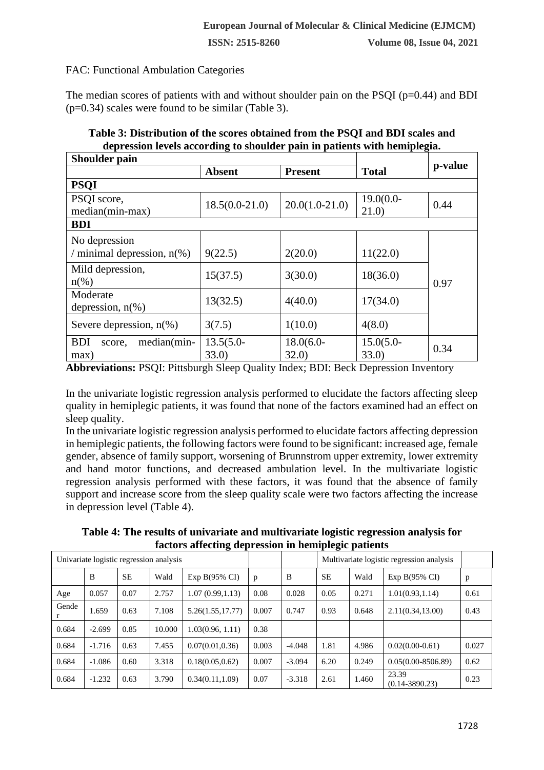FAC: Functional Ambulation Categories

The median scores of patients with and without shoulder pain on the PSQI (p=0.44) and BDI (p=0.34) scales were found to be similar (Table 3).

**Table 3: Distribution of the scores obtained from the PSQI and BDI scales and depression levels according to shoulder pain in patients with hemiplegia.**

| **Shoulder pain** | | | | |
|---|---|---|---|---|
| | **Absent** | **Present** | **Total** | **p-value** |
| **PSQI** | | | | |
| PSQI score, median(min-max) | 18.5(0.0-21.0) | 20.0(1.0-21.0) | 19.0(0.0-21.0) | 0.44 |
| **BDI** | | | | |
| No depression / minimal depression, n(%) | 9(22.5) | 2(20.0) | 11(22.0) | 0.97 |
| Mild depression, n(%) | 15(37.5) | 3(30.0) | 18(36.0) | |
| Moderate depression, n(%) | 13(32.5) | 4(40.0) | 17(34.0) | |
| Severe depression, n(%) | 3(7.5) | 1(10.0) | 4(8.0) | |
| BDI score, median(min-max) | 13.5(5.0-33.0) | 18.0(6.0-32.0) | 15.0(5.0-33.0) | 0.34 |

**Abbreviations:** PSQI: Pittsburgh Sleep Quality Index; BDI: Beck Depression Inventory

In the univariate logistic regression analysis performed to elucidate the factors affecting sleep quality in hemiplegic patients, it was found that none of the factors examined had an effect on sleep quality.

In the univariate logistic regression analysis performed to elucidate factors affecting depression in hemiplegic patients, the following factors were found to be significant: increased age, female gender, absence of family support, worsening of Brunnstrom upper extremity, lower extremity and hand motor functions, and decreased ambulation level. In the multivariate logistic regression analysis performed with these factors, it was found that the absence of family support and increase score from the sleep quality scale were two factors affecting the increase in depression level (Table 4).

**Table 4: The results of univariate and multivariate logistic regression analysis for factors affecting depression in hemiplegic patients**

| Univariate logistic regression analysis | | | | | | | Multivariate logistic regression analysis | | | |
|---|---|---|---|---|---|---|---|---|---|---|
| | B | SE | Wald | Exp B(95% CI) | p | B | SE | Wald | Exp B(95% CI) | p |
| Age | 0.057 | 0.07 | 2.757 | 1.07 (0.99,1.13) | 0.08 | 0.028 | 0.05 | 0.271 | 1.01(0.93,1.14) | 0.61 |
| Gender | 1.659 | 0.63 | 7.108 | 5.26(1.55,17.77) | 0.007 | 0.747 | 0.93 | 0.648 | 2.11(0.34,13.00) | 0.43 |
| 0.684 | -2.699 | 0.85 | 10.000 | 1.03(0.96, 1.11) | 0.38 | | | | | |
| 0.684 | -1.716 | 0.63 | 7.455 | 0.07(0.01,0.36) | 0.003 | -4.048 | 1.81 | 4.986 | 0.02(0.00-0.61) | 0.027 |
| 0.684 | -1.086 | 0.60 | 3.318 | 0.18(0.05,0.62) | 0.007 | -3.094 | 6.20 | 0.249 | 0.05(0.00-8506.89) | 0.62 |
| 0.684 | -1.232 | 0.63 | 3.790 | 0.34(0.11,1.09) | 0.07 | -3.318 | 2.61 | 1.460 | 23.39 (0.14-3890.23) | 0.23 |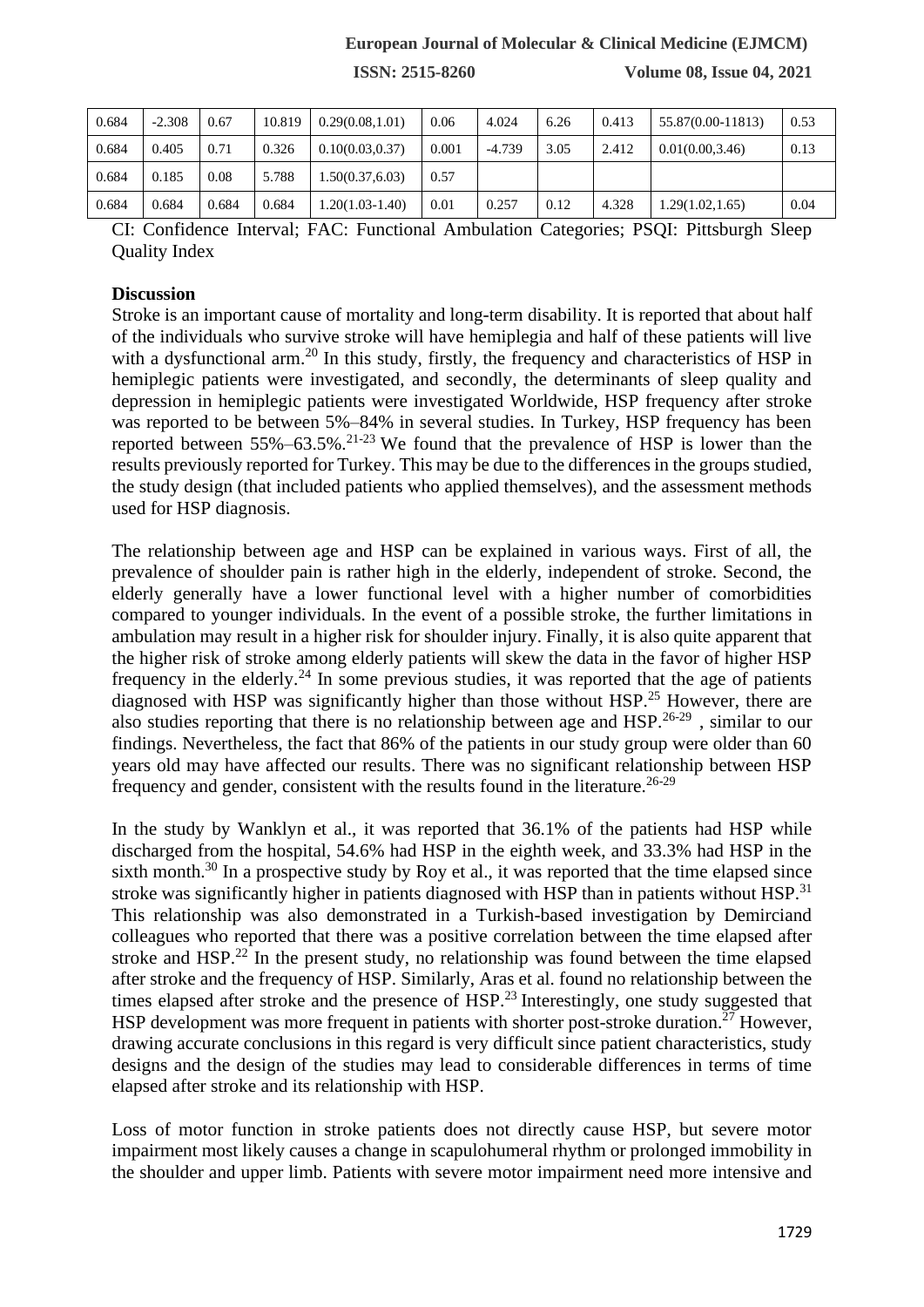| 0.684 | -2.308 | 0.67 | 10.819 | 0.29(0.08,1.01) | 0.06 | 4.024 | 6.26 | 0.413 | 55.87(0.00-11813) | 0.53 |
|---|---|---|---|---|---|---|---|---|---|---|
| 0.684 | 0.405 | 0.71 | 0.326 | 0.10(0.03,0.37) | 0.001 | -4.739 | 3.05 | 2.412 | 0.01(0.00,3.46) | 0.13 |
| 0.684 | 0.185 | 0.08 | 5.788 | 1.50(0.37,6.03) | 0.57 | | | | | |
| 0.684 | 0.684 | 0.684 | 0.684 | 1.20(1.03-1.40) | 0.01 | 0.257 | 0.12 | 4.328 | 1.29(1.02,1.65) | 0.04 |

CI: Confidence Interval; FAC: Functional Ambulation Categories; PSQI: Pittsburgh Sleep Quality Index

**Discussion**

Stroke is an important cause of mortality and long-term disability. It is reported that about half of the individuals who survive stroke will have hemiplegia and half of these patients will live with a dysfunctional arm.[20] In this study, firstly, the frequency and characteristics of HSP in hemiplegic patients were investigated, and secondly, the determinants of sleep quality and depression in hemiplegic patients were investigated Worldwide, HSP frequency after stroke was reported to be between 5%–84% in several studies. In Turkey, HSP frequency has been reported between 55%–63.5%.[21-23] We found that the prevalence of HSP is lower than the results previously reported for Turkey. This may be due to the differences in the groups studied, the study design (that included patients who applied themselves), and the assessment methods used for HSP diagnosis.

The relationship between age and HSP can be explained in various ways. First of all, the prevalence of shoulder pain is rather high in the elderly, independent of stroke. Second, the elderly generally have a lower functional level with a higher number of comorbidities compared to younger individuals. In the event of a possible stroke, the further limitations in ambulation may result in a higher risk for shoulder injury. Finally, it is also quite apparent that the higher risk of stroke among elderly patients will skew the data in the favor of higher HSP frequency in the elderly.[24] In some previous studies, it was reported that the age of patients diagnosed with HSP was significantly higher than those without HSP.[25] However, there are also studies reporting that there is no relationship between age and HSP.[26-29] , similar to our findings. Nevertheless, the fact that 86% of the patients in our study group were older than 60 years old may have affected our results. There was no significant relationship between HSP frequency and gender, consistent with the results found in the literature.[26-29]

In the study by Wanklyn et al., it was reported that 36.1% of the patients had HSP while discharged from the hospital, 54.6% had HSP in the eighth week, and 33.3% had HSP in the sixth month.[30] In a prospective study by Roy et al., it was reported that the time elapsed since stroke was significantly higher in patients diagnosed with HSP than in patients without HSP.[31] This relationship was also demonstrated in a Turkish-based investigation by Demirciand colleagues who reported that there was a positive correlation between the time elapsed after stroke and HSP.[22] In the present study, no relationship was found between the time elapsed after stroke and the frequency of HSP. Similarly, Aras et al. found no relationship between the times elapsed after stroke and the presence of HSP.[23] Interestingly, one study suggested that HSP development was more frequent in patients with shorter post-stroke duration.[27] However, drawing accurate conclusions in this regard is very difficult since patient characteristics, study designs and the design of the studies may lead to considerable differences in terms of time elapsed after stroke and its relationship with HSP.

Loss of motor function in stroke patients does not directly cause HSP, but severe motor impairment most likely causes a change in scapulohumeral rhythm or prolonged immobility in the shoulder and upper limb. Patients with severe motor impairment need more intensive and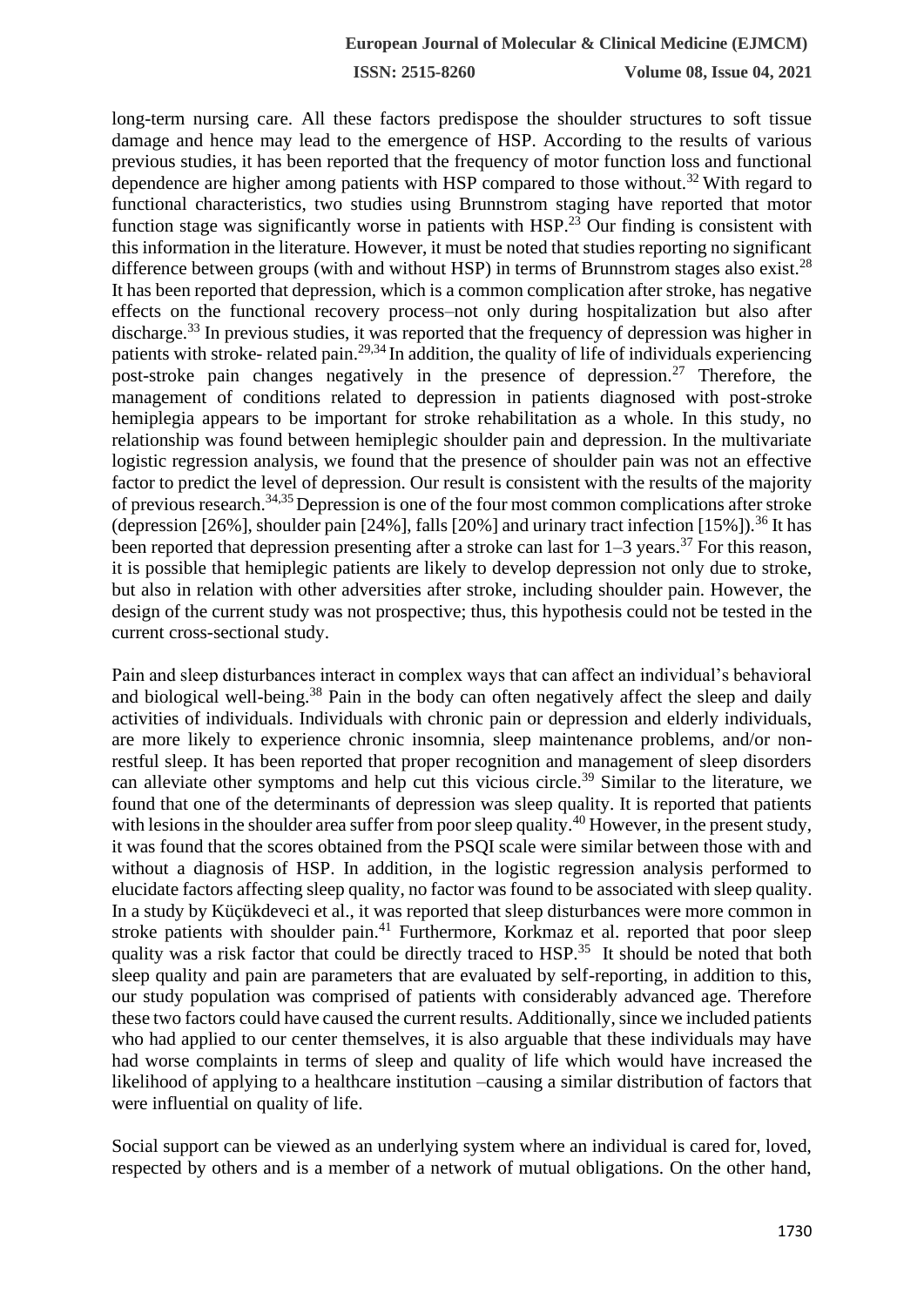long-term nursing care. All these factors predispose the shoulder structures to soft tissue damage and hence may lead to the emergence of HSP. According to the results of various previous studies, it has been reported that the frequency of motor function loss and functional dependence are higher among patients with HSP compared to those without.[32] With regard to functional characteristics, two studies using Brunnstrom staging have reported that motor function stage was significantly worse in patients with HSP.[23] Our finding is consistent with this information in the literature. However, it must be noted that studies reporting no significant difference between groups (with and without HSP) in terms of Brunnstrom stages also exist.[28] It has been reported that depression, which is a common complication after stroke, has negative effects on the functional recovery process–not only during hospitalization but also after discharge.[33] In previous studies, it was reported that the frequency of depression was higher in patients with stroke- related pain.[29,34] In addition, the quality of life of individuals experiencing post-stroke pain changes negatively in the presence of depression.[27] Therefore, the management of conditions related to depression in patients diagnosed with post-stroke hemiplegia appears to be important for stroke rehabilitation as a whole. In this study, no relationship was found between hemiplegic shoulder pain and depression. In the multivariate logistic regression analysis, we found that the presence of shoulder pain was not an effective factor to predict the level of depression. Our result is consistent with the results of the majority of previous research.[34,35] Depression is one of the four most common complications after stroke (depression [26%], shoulder pain [24%], falls [20%] and urinary tract infection [15%]).[36] It has been reported that depression presenting after a stroke can last for 1–3 years.[37] For this reason, it is possible that hemiplegic patients are likely to develop depression not only due to stroke, but also in relation with other adversities after stroke, including shoulder pain. However, the design of the current study was not prospective; thus, this hypothesis could not be tested in the current cross-sectional study.

Pain and sleep disturbances interact in complex ways that can affect an individual's behavioral and biological well-being.[38] Pain in the body can often negatively affect the sleep and daily activities of individuals. Individuals with chronic pain or depression and elderly individuals, are more likely to experience chronic insomnia, sleep maintenance problems, and/or non-restful sleep. It has been reported that proper recognition and management of sleep disorders can alleviate other symptoms and help cut this vicious circle.[39] Similar to the literature, we found that one of the determinants of depression was sleep quality. It is reported that patients with lesions in the shoulder area suffer from poor sleep quality.[40] However, in the present study, it was found that the scores obtained from the PSQI scale were similar between those with and without a diagnosis of HSP. In addition, in the logistic regression analysis performed to elucidate factors affecting sleep quality, no factor was found to be associated with sleep quality. In a study by Küçükdeveci et al., it was reported that sleep disturbances were more common in stroke patients with shoulder pain.[41] Furthermore, Korkmaz et al. reported that poor sleep quality was a risk factor that could be directly traced to HSP.[35] It should be noted that both sleep quality and pain are parameters that are evaluated by self-reporting, in addition to this, our study population was comprised of patients with considerably advanced age. Therefore these two factors could have caused the current results. Additionally, since we included patients who had applied to our center themselves, it is also arguable that these individuals may have had worse complaints in terms of sleep and quality of life which would have increased the likelihood of applying to a healthcare institution –causing a similar distribution of factors that were influential on quality of life.

Social support can be viewed as an underlying system where an individual is cared for, loved, respected by others and is a member of a network of mutual obligations. On the other hand,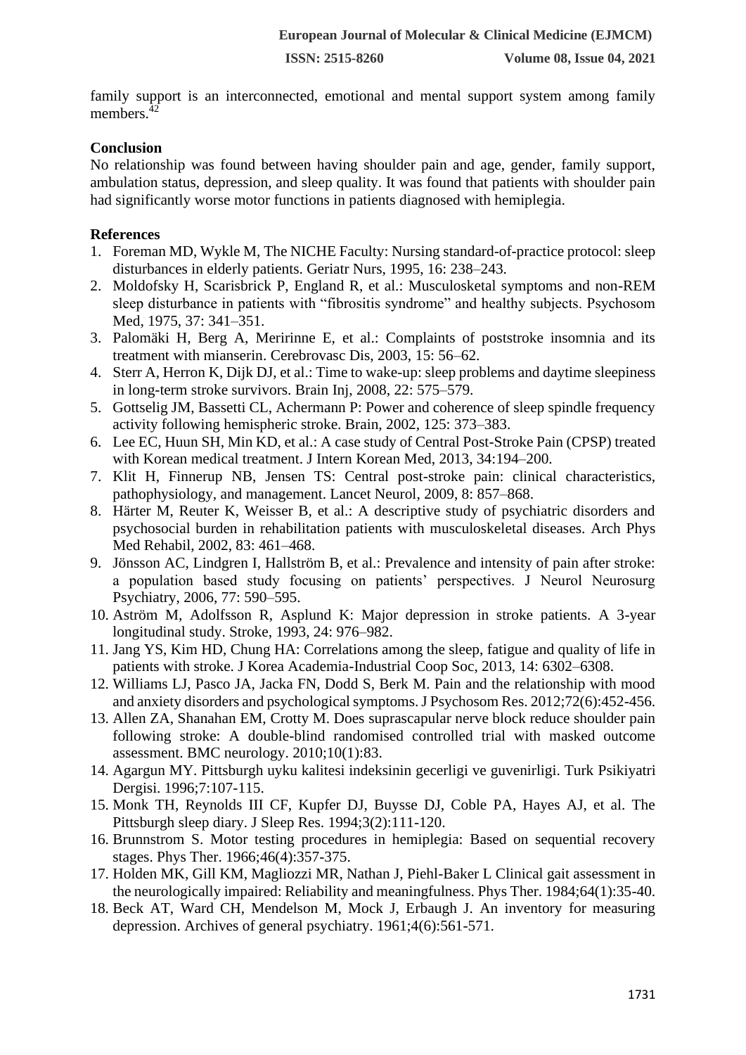family support is an interconnected, emotional and mental support system among family members.[42]

## Conclusion

No relationship was found between having shoulder pain and age, gender, family support, ambulation status, depression, and sleep quality. It was found that patients with shoulder pain had significantly worse motor functions in patients diagnosed with hemiplegia.

## References

1. Foreman MD, Wykle M, The NICHE Faculty: Nursing standard-of-practice protocol: sleep disturbances in elderly patients. Geriatr Nurs, 1995, 16: 238–243.
2. Moldofsky H, Scarisbrick P, England R, et al.: Musculosketal symptoms and non-REM sleep disturbance in patients with "fibrositis syndrome" and healthy subjects. Psychosom Med, 1975, 37: 341–351.
3. Palomäki H, Berg A, Meririnne E, et al.: Complaints of poststroke insomnia and its treatment with mianserin. Cerebrovasc Dis, 2003, 15: 56–62.
4. Sterr A, Herron K, Dijk DJ, et al.: Time to wake-up: sleep problems and daytime sleepiness in long-term stroke survivors. Brain Inj, 2008, 22: 575–579.
5. Gottselig JM, Bassetti CL, Achermann P: Power and coherence of sleep spindle frequency activity following hemispheric stroke. Brain, 2002, 125: 373–383.
6. Lee EC, Huun SH, Min KD, et al.: A case study of Central Post-Stroke Pain (CPSP) treated with Korean medical treatment. J Intern Korean Med, 2013, 34:194–200.
7. Klit H, Finnerup NB, Jensen TS: Central post-stroke pain: clinical characteristics, pathophysiology, and management. Lancet Neurol, 2009, 8: 857–868.
8. Härter M, Reuter K, Weisser B, et al.: A descriptive study of psychiatric disorders and psychosocial burden in rehabilitation patients with musculoskeletal diseases. Arch Phys Med Rehabil, 2002, 83: 461–468.
9. Jönsson AC, Lindgren I, Hallström B, et al.: Prevalence and intensity of pain after stroke: a population based study focusing on patients' perspectives. J Neurol Neurosurg Psychiatry, 2006, 77: 590–595.
10. Aström M, Adolfsson R, Asplund K: Major depression in stroke patients. A 3-year longitudinal study. Stroke, 1993, 24: 976–982.
11. Jang YS, Kim HD, Chung HA: Correlations among the sleep, fatigue and quality of life in patients with stroke. J Korea Academia-Industrial Coop Soc, 2013, 14: 6302–6308.
12. Williams LJ, Pasco JA, Jacka FN, Dodd S, Berk M. Pain and the relationship with mood and anxiety disorders and psychological symptoms. J Psychosom Res. 2012;72(6):452-456.
13. Allen ZA, Shanahan EM, Crotty M. Does suprascapular nerve block reduce shoulder pain following stroke: A double-blind randomised controlled trial with masked outcome assessment. BMC neurology. 2010;10(1):83.
14. Agargun MY. Pittsburgh uyku kalitesi indeksinin gecerligi ve guvenirligi. Turk Psikiyatri Dergisi. 1996;7:107-115.
15. Monk TH, Reynolds III CF, Kupfer DJ, Buysse DJ, Coble PA, Hayes AJ, et al. The Pittsburgh sleep diary. J Sleep Res. 1994;3(2):111-120.
16. Brunnstrom S. Motor testing procedures in hemiplegia: Based on sequential recovery stages. Phys Ther. 1966;46(4):357-375.
17. Holden MK, Gill KM, Magliozzi MR, Nathan J, Piehl-Baker L Clinical gait assessment in the neurologically impaired: Reliability and meaningfulness. Phys Ther. 1984;64(1):35-40.
18. Beck AT, Ward CH, Mendelson M, Mock J, Erbaugh J. An inventory for measuring depression. Archives of general psychiatry. 1961;4(6):561-571.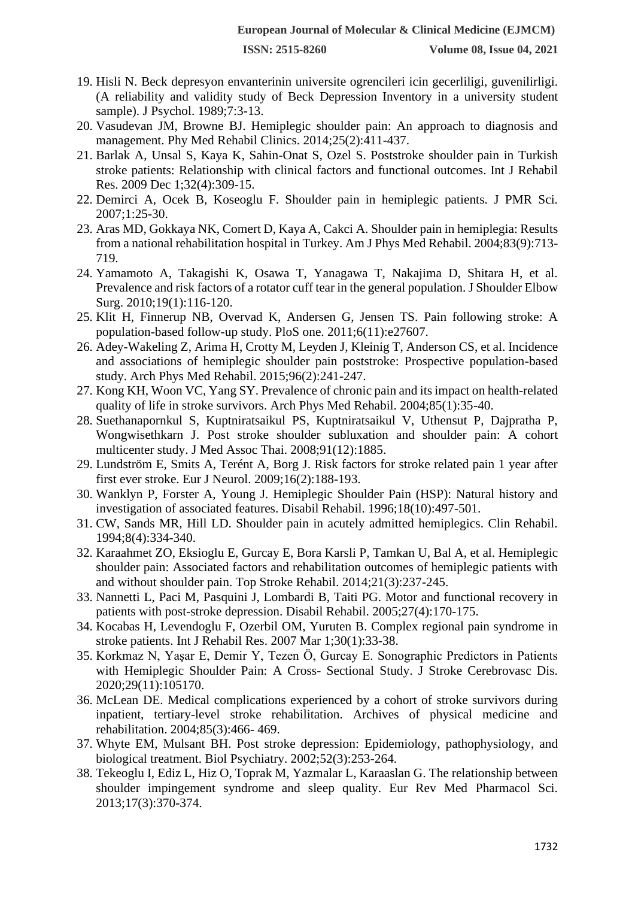19. Hisli N. Beck depresyon envanterinin universite ogrencileri icin gecerliligi, guvenilirligi. (A reliability and validity study of Beck Depression Inventory in a university student sample). J Psychol. 1989;7:3-13.
20. Vasudevan JM, Browne BJ. Hemiplegic shoulder pain: An approach to diagnosis and management. Phy Med Rehabil Clinics. 2014;25(2):411-437.
21. Barlak A, Unsal S, Kaya K, Sahin-Onat S, Ozel S. Poststroke shoulder pain in Turkish stroke patients: Relationship with clinical factors and functional outcomes. Int J Rehabil Res. 2009 Dec 1;32(4):309-15.
22. Demirci A, Ocek B, Koseoglu F. Shoulder pain in hemiplegic patients. J PMR Sci. 2007;1:25-30.
23. Aras MD, Gokkaya NK, Comert D, Kaya A, Cakci A. Shoulder pain in hemiplegia: Results from a national rehabilitation hospital in Turkey. Am J Phys Med Rehabil. 2004;83(9):713-719.
24. Yamamoto A, Takagishi K, Osawa T, Yanagawa T, Nakajima D, Shitara H, et al. Prevalence and risk factors of a rotator cuff tear in the general population. J Shoulder Elbow Surg. 2010;19(1):116-120.
25. Klit H, Finnerup NB, Overvad K, Andersen G, Jensen TS. Pain following stroke: A population-based follow-up study. PloS one. 2011;6(11):e27607.
26. Adey-Wakeling Z, Arima H, Crotty M, Leyden J, Kleinig T, Anderson CS, et al. Incidence and associations of hemiplegic shoulder pain poststroke: Prospective population-based study. Arch Phys Med Rehabil. 2015;96(2):241-247.
27. Kong KH, Woon VC, Yang SY. Prevalence of chronic pain and its impact on health-related quality of life in stroke survivors. Arch Phys Med Rehabil. 2004;85(1):35-40.
28. Suethanapornkul S, Kuptniratsaikul PS, Kuptniratsaikul V, Uthensut P, Dajpratha P, Wongwisethkarn J. Post stroke shoulder subluxation and shoulder pain: A cohort multicenter study. J Med Assoc Thai. 2008;91(12):1885.
29. Lundström E, Smits A, Terént A, Borg J. Risk factors for stroke related pain 1 year after first ever stroke. Eur J Neurol. 2009;16(2):188-193.
30. Wanklyn P, Forster A, Young J. Hemiplegic Shoulder Pain (HSP): Natural history and investigation of associated features. Disabil Rehabil. 1996;18(10):497-501.
31. CW, Sands MR, Hill LD. Shoulder pain in acutely admitted hemiplegics. Clin Rehabil. 1994;8(4):334-340.
32. Karaahmet ZO, Eksioglu E, Gurcay E, Bora Karsli P, Tamkan U, Bal A, et al. Hemiplegic shoulder pain: Associated factors and rehabilitation outcomes of hemiplegic patients with and without shoulder pain. Top Stroke Rehabil. 2014;21(3):237-245.
33. Nannetti L, Paci M, Pasquini J, Lombardi B, Taiti PG. Motor and functional recovery in patients with post-stroke depression. Disabil Rehabil. 2005;27(4):170-175.
34. Kocabas H, Levendoglu F, Ozerbil OM, Yuruten B. Complex regional pain syndrome in stroke patients. Int J Rehabil Res. 2007 Mar 1;30(1):33-38.
35. Korkmaz N, Yaşar E, Demir Y, Tezen Ö, Gurcay E. Sonographic Predictors in Patients with Hemiplegic Shoulder Pain: A Cross- Sectional Study. J Stroke Cerebrovasc Dis. 2020;29(11):105170.
36. McLean DE. Medical complications experienced by a cohort of stroke survivors during inpatient, tertiary-level stroke rehabilitation. Archives of physical medicine and rehabilitation. 2004;85(3):466- 469.
37. Whyte EM, Mulsant BH. Post stroke depression: Epidemiology, pathophysiology, and biological treatment. Biol Psychiatry. 2002;52(3):253-264.
38. Tekeoglu I, Ediz L, Hiz O, Toprak M, Yazmalar L, Karaaslan G. The relationship between shoulder impingement syndrome and sleep quality. Eur Rev Med Pharmacol Sci. 2013;17(3):370-374.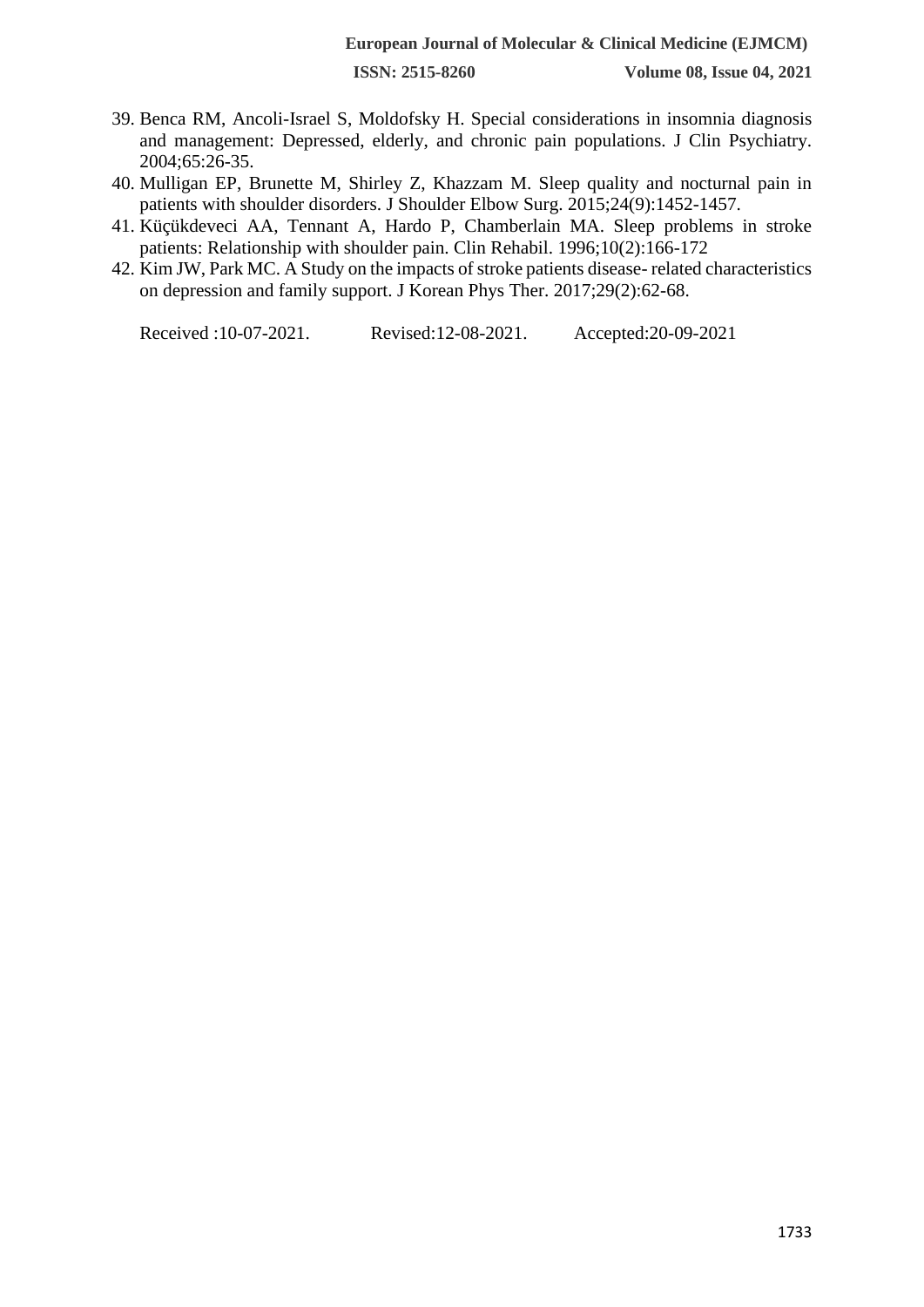39. Benca RM, Ancoli-Israel S, Moldofsky H. Special considerations in insomnia diagnosis and management: Depressed, elderly, and chronic pain populations. J Clin Psychiatry. 2004;65:26-35.
40. Mulligan EP, Brunette M, Shirley Z, Khazzam M. Sleep quality and nocturnal pain in patients with shoulder disorders. J Shoulder Elbow Surg. 2015;24(9):1452-1457.
41. Küçükdeveci AA, Tennant A, Hardo P, Chamberlain MA. Sleep problems in stroke patients: Relationship with shoulder pain. Clin Rehabil. 1996;10(2):166-172
42. Kim JW, Park MC. A Study on the impacts of stroke patients disease- related characteristics on depression and family support. J Korean Phys Ther. 2017;29(2):62-68.

Received :10-07-2021. Revised:12-08-2021. Accepted:20-09-2021